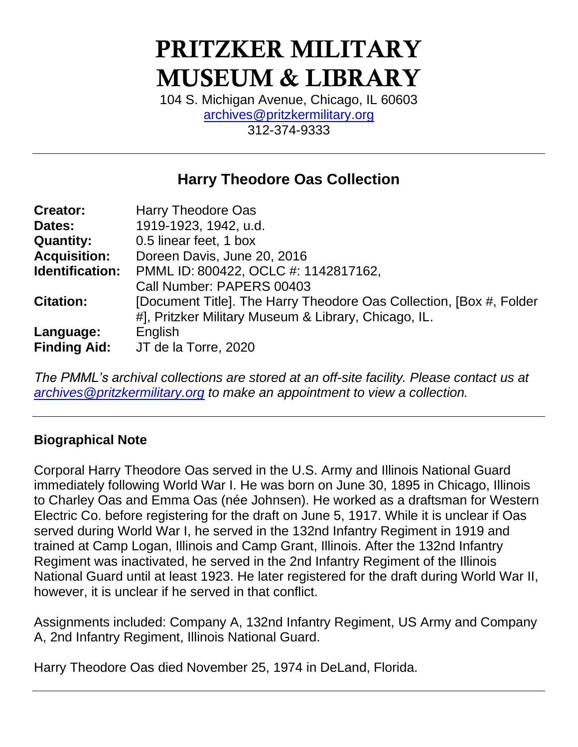# PRITZKER MILITARY MUSEUM & LIBRARY

104 S. Michigan Avenue, Chicago, IL 60603
archives@pritzkermilitary.org
312-374-9333

---

## Harry Theodore Oas Collection

| | |
|---|---|
| **Creator:** | Harry Theodore Oas |
| **Dates:** | 1919-1923, 1942, u.d. |
| **Quantity:** | 0.5 linear feet, 1 box |
| **Acquisition:** | Doreen Davis, June 20, 2016 |
| **Identification:** | PMML ID: 800422, OCLC #: 1142817162, Call Number: PAPERS 00403 |
| **Citation:** | [Document Title]. The Harry Theodore Oas Collection, [Box #, Folder #], Pritzker Military Museum & Library, Chicago, IL. |
| **Language:** | English |
| **Finding Aid:** | JT de la Torre, 2020 |

*The PMML's archival collections are stored at an off-site facility. Please contact us at archives@pritzkermilitary.org to make an appointment to view a collection.*

---

### Biographical Note

Corporal Harry Theodore Oas served in the U.S. Army and Illinois National Guard immediately following World War I. He was born on June 30, 1895 in Chicago, Illinois to Charley Oas and Emma Oas (née Johnsen). He worked as a draftsman for Western Electric Co. before registering for the draft on June 5, 1917. While it is unclear if Oas served during World War I, he served in the 132nd Infantry Regiment in 1919 and trained at Camp Logan, Illinois and Camp Grant, Illinois. After the 132nd Infantry Regiment was inactivated, he served in the 2nd Infantry Regiment of the Illinois National Guard until at least 1923. He later registered for the draft during World War II, however, it is unclear if he served in that conflict.

Assignments included: Company A, 132nd Infantry Regiment, US Army and Company A, 2nd Infantry Regiment, Illinois National Guard.

Harry Theodore Oas died November 25, 1974 in DeLand, Florida.

---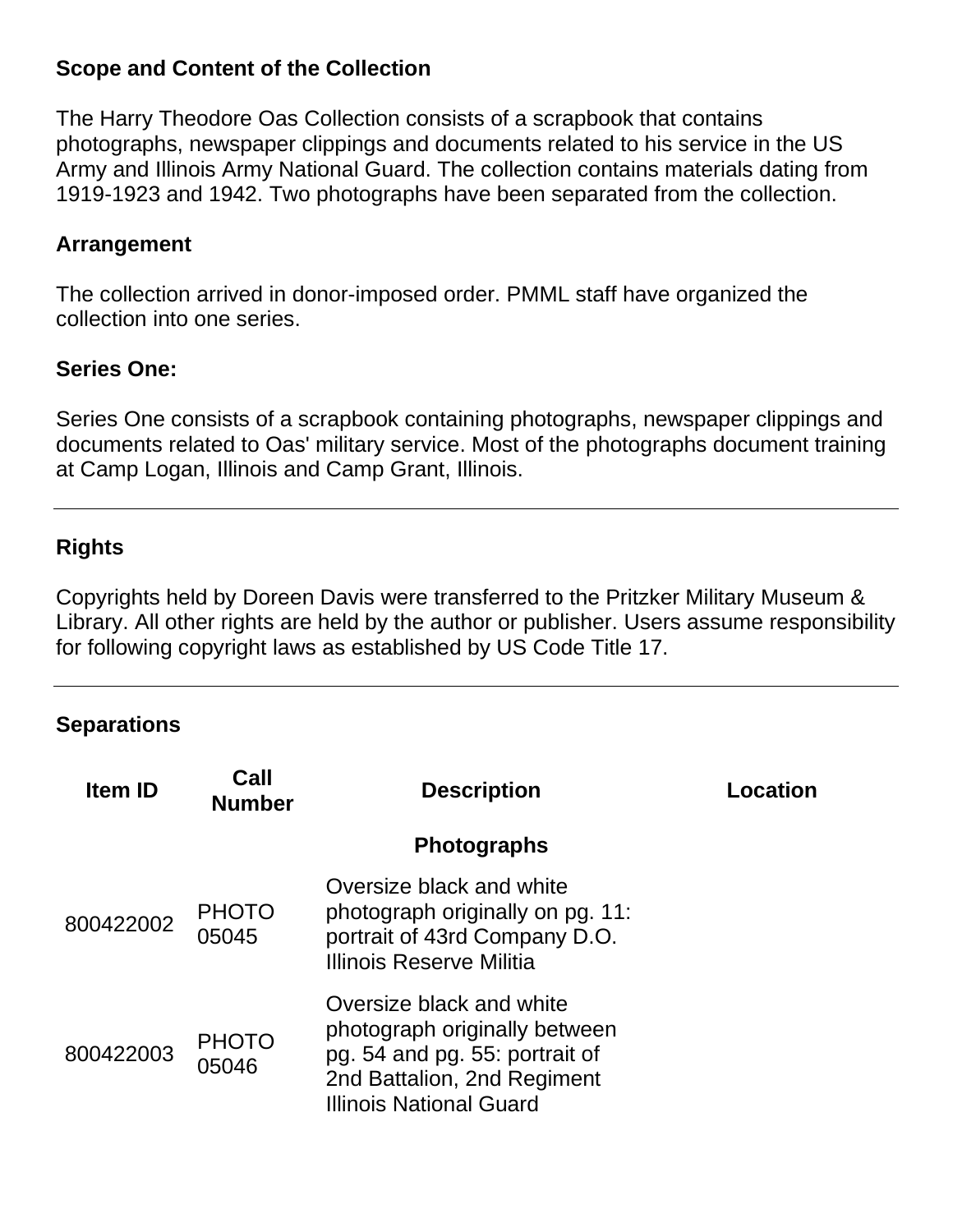### Scope and Content of the Collection

The Harry Theodore Oas Collection consists of a scrapbook that contains photographs, newspaper clippings and documents related to his service in the US Army and Illinois Army National Guard. The collection contains materials dating from 1919-1923 and 1942. Two photographs have been separated from the collection.

### Arrangement

The collection arrived in donor-imposed order. PMML staff have organized the collection into one series.

### Series One:

Series One consists of a scrapbook containing photographs, newspaper clippings and documents related to Oas' military service. Most of the photographs document training at Camp Logan, Illinois and Camp Grant, Illinois.

---

### Rights

Copyrights held by Doreen Davis were transferred to the Pritzker Military Museum & Library. All other rights are held by the author or publisher. Users assume responsibility for following copyright laws as established by US Code Title 17.

---

### Separations

| Item ID | Call Number | Description | Location |
|---|---|---|---|
| | | **Photographs** | |
| 800422002 | PHOTO 05045 | Oversize black and white photograph originally on pg. 11: portrait of 43rd Company D.O. Illinois Reserve Militia | |
| 800422003 | PHOTO 05046 | Oversize black and white photograph originally between pg. 54 and pg. 55: portrait of 2nd Battalion, 2nd Regiment Illinois National Guard | |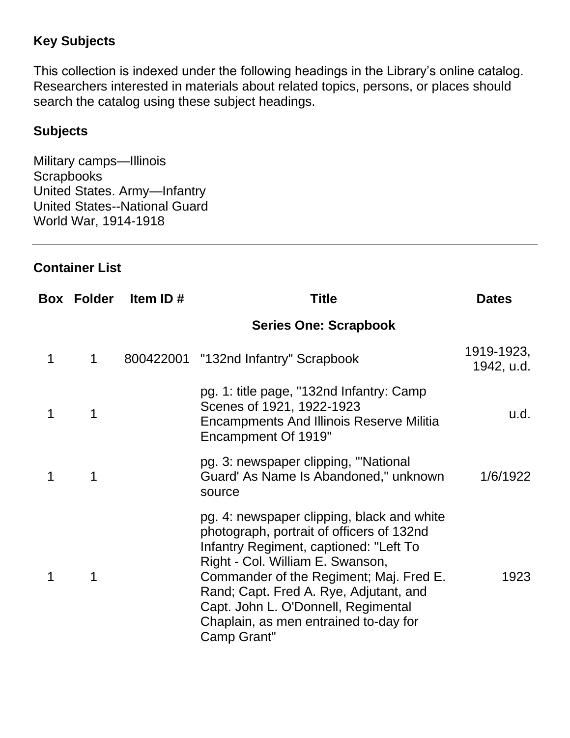## Key Subjects

This collection is indexed under the following headings in the Library's online catalog. Researchers interested in materials about related topics, persons, or places should search the catalog using these subject headings.

### Subjects

Military camps—Illinois
Scrapbooks
United States. Army—Infantry
United States--National Guard
World War, 1914-1918

---

## Container List

| Box | Folder | Item ID # | Title | Dates |
|---|---|---|---|---|
| | | | **Series One: Scrapbook** | |
| 1 | 1 | 800422001 | "132nd Infantry" Scrapbook | 1919-1923, 1942, u.d. |
| 1 | 1 | | pg. 1: title page, "132nd Infantry: Camp Scenes of 1921, 1922-1923 Encampments And Illinois Reserve Militia Encampment Of 1919" | u.d. |
| 1 | 1 | | pg. 3: newspaper clipping, "'National Guard' As Name Is Abandoned," unknown source | 1/6/1922 |
| 1 | 1 | | pg. 4: newspaper clipping, black and white photograph, portrait of officers of 132nd Infantry Regiment, captioned: "Left To Right - Col. William E. Swanson, Commander of the Regiment; Maj. Fred E. Rand; Capt. Fred A. Rye, Adjutant, and Capt. John L. O'Donnell, Regimental Chaplain, as men entrained to-day for Camp Grant" | 1923 |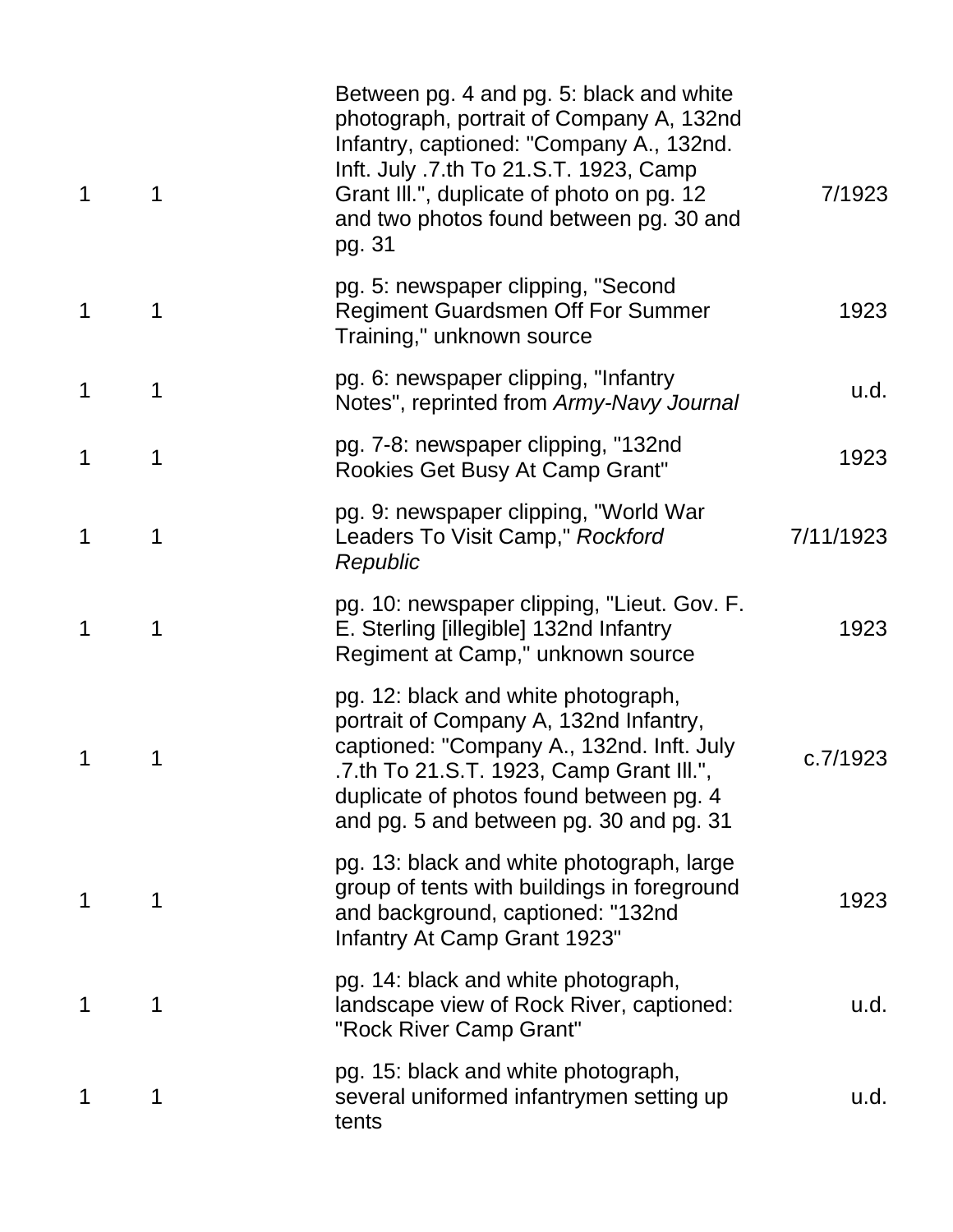| | | | |
|---|---|---|---|
| 1 | 1 | Between pg. 4 and pg. 5: black and white photograph, portrait of Company A, 132nd Infantry, captioned: "Company A., 132nd. Inft. July .7.th To 21.S.T. 1923, Camp Grant Ill.", duplicate of photo on pg. 12 and two photos found between pg. 30 and pg. 31 | 7/1923 |
| 1 | 1 | pg. 5: newspaper clipping, "Second Regiment Guardsmen Off For Summer Training," unknown source | 1923 |
| 1 | 1 | pg. 6: newspaper clipping, "Infantry Notes", reprinted from *Army-Navy Journal* | u.d. |
| 1 | 1 | pg. 7-8: newspaper clipping, "132nd Rookies Get Busy At Camp Grant" | 1923 |
| 1 | 1 | pg. 9: newspaper clipping, "World War Leaders To Visit Camp," *Rockford Republic* | 7/11/1923 |
| 1 | 1 | pg. 10: newspaper clipping, "Lieut. Gov. F. E. Sterling [illegible] 132nd Infantry Regiment at Camp," unknown source | 1923 |
| 1 | 1 | pg. 12: black and white photograph, portrait of Company A, 132nd Infantry, captioned: "Company A., 132nd. Inft. July .7.th To 21.S.T. 1923, Camp Grant Ill.", duplicate of photos found between pg. 4 and pg. 5 and between pg. 30 and pg. 31 | c.7/1923 |
| 1 | 1 | pg. 13: black and white photograph, large group of tents with buildings in foreground and background, captioned: "132nd Infantry At Camp Grant 1923" | 1923 |
| 1 | 1 | pg. 14: black and white photograph, landscape view of Rock River, captioned: "Rock River Camp Grant" | u.d. |
| 1 | 1 | pg. 15: black and white photograph, several uniformed infantrymen setting up tents | u.d. |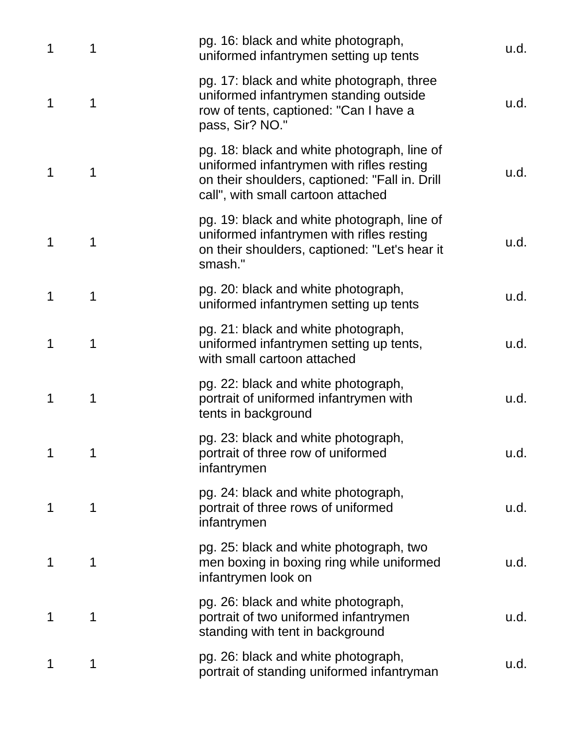| | | | |
|---|---|---|---|
| 1 | 1 | pg. 16: black and white photograph, uniformed infantrymen setting up tents | u.d. |
| 1 | 1 | pg. 17: black and white photograph, three uniformed infantrymen standing outside row of tents, captioned: "Can I have a pass, Sir? NO." | u.d. |
| 1 | 1 | pg. 18: black and white photograph, line of uniformed infantrymen with rifles resting on their shoulders, captioned: "Fall in. Drill call", with small cartoon attached | u.d. |
| 1 | 1 | pg. 19: black and white photograph, line of uniformed infantrymen with rifles resting on their shoulders, captioned: "Let's hear it smash." | u.d. |
| 1 | 1 | pg. 20: black and white photograph, uniformed infantrymen setting up tents | u.d. |
| 1 | 1 | pg. 21: black and white photograph, uniformed infantrymen setting up tents, with small cartoon attached | u.d. |
| 1 | 1 | pg. 22: black and white photograph, portrait of uniformed infantrymen with tents in background | u.d. |
| 1 | 1 | pg. 23: black and white photograph, portrait of three row of uniformed infantrymen | u.d. |
| 1 | 1 | pg. 24: black and white photograph, portrait of three rows of uniformed infantrymen | u.d. |
| 1 | 1 | pg. 25: black and white photograph, two men boxing in boxing ring while uniformed infantrymen look on | u.d. |
| 1 | 1 | pg. 26: black and white photograph, portrait of two uniformed infantrymen standing with tent in background | u.d. |
| 1 | 1 | pg. 26: black and white photograph, portrait of standing uniformed infantryman | u.d. |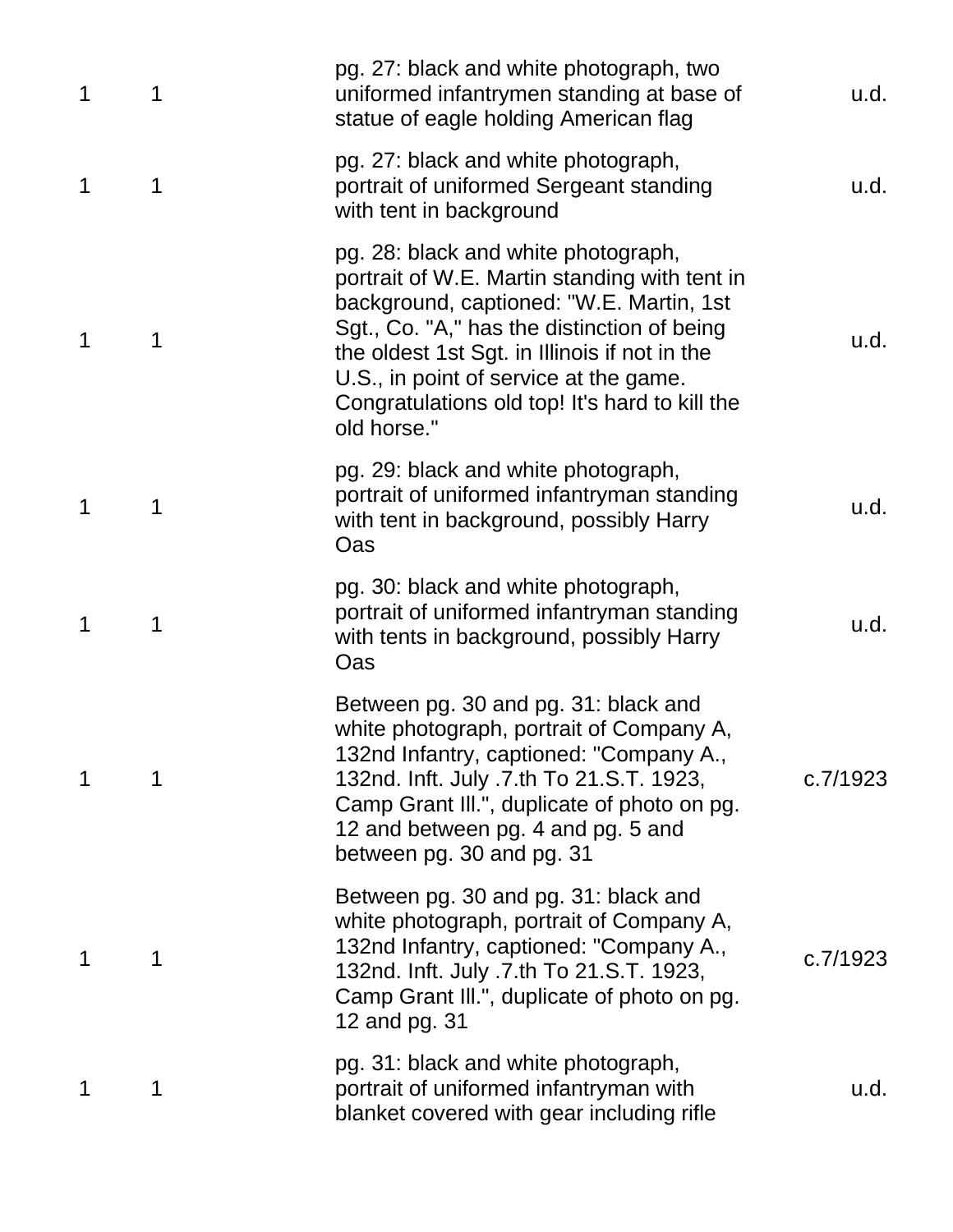| | | | |
|---|---|---|---|
| 1 | 1 | pg. 27: black and white photograph, two uniformed infantrymen standing at base of statue of eagle holding American flag | u.d. |
| 1 | 1 | pg. 27: black and white photograph, portrait of uniformed Sergeant standing with tent in background | u.d. |
| 1 | 1 | pg. 28: black and white photograph, portrait of W.E. Martin standing with tent in background, captioned: "W.E. Martin, 1st Sgt., Co. "A," has the distinction of being the oldest 1st Sgt. in Illinois if not in the U.S., in point of service at the game. Congratulations old top! It's hard to kill the old horse." | u.d. |
| 1 | 1 | pg. 29: black and white photograph, portrait of uniformed infantryman standing with tent in background, possibly Harry Oas | u.d. |
| 1 | 1 | pg. 30: black and white photograph, portrait of uniformed infantryman standing with tents in background, possibly Harry Oas | u.d. |
| 1 | 1 | Between pg. 30 and pg. 31: black and white photograph, portrait of Company A, 132nd Infantry, captioned: "Company A., 132nd. Inft. July .7.th To 21.S.T. 1923, Camp Grant Ill.", duplicate of photo on pg. 12 and between pg. 4 and pg. 5 and between pg. 30 and pg. 31 | c.7/1923 |
| 1 | 1 | Between pg. 30 and pg. 31: black and white photograph, portrait of Company A, 132nd Infantry, captioned: "Company A., 132nd. Inft. July .7.th To 21.S.T. 1923, Camp Grant Ill.", duplicate of photo on pg. 12 and pg. 31 | c.7/1923 |
| 1 | 1 | pg. 31: black and white photograph, portrait of uniformed infantryman with blanket covered with gear including rifle | u.d. |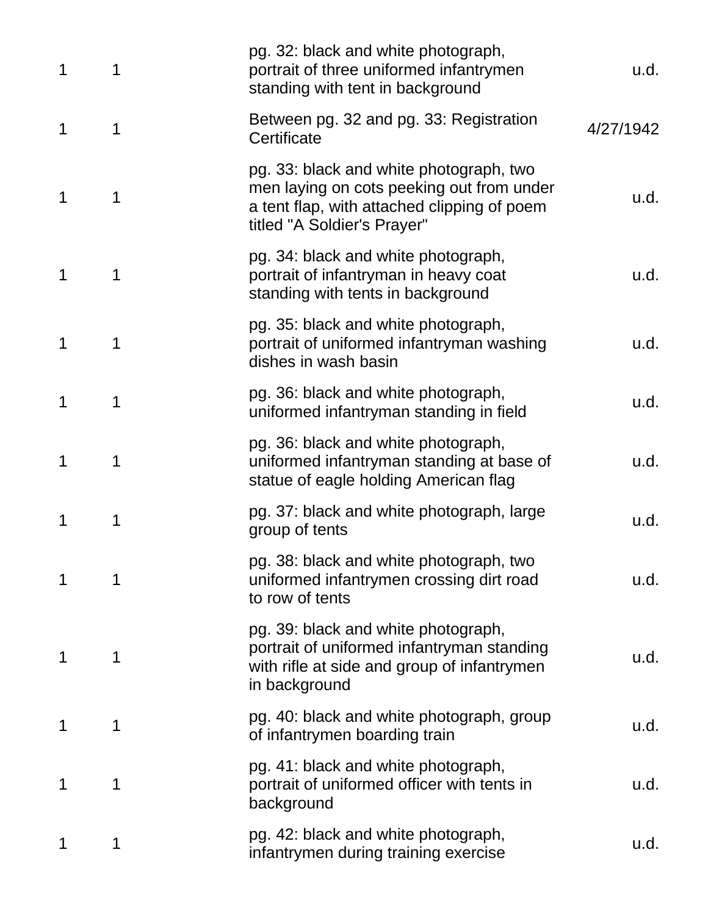| | | | |
|---|---|---|---|
| 1 | 1 | pg. 32: black and white photograph, portrait of three uniformed infantrymen standing with tent in background | u.d. |
| 1 | 1 | Between pg. 32 and pg. 33: Registration Certificate | 4/27/1942 |
| 1 | 1 | pg. 33: black and white photograph, two men laying on cots peeking out from under a tent flap, with attached clipping of poem titled "A Soldier's Prayer" | u.d. |
| 1 | 1 | pg. 34: black and white photograph, portrait of infantryman in heavy coat standing with tents in background | u.d. |
| 1 | 1 | pg. 35: black and white photograph, portrait of uniformed infantryman washing dishes in wash basin | u.d. |
| 1 | 1 | pg. 36: black and white photograph, uniformed infantryman standing in field | u.d. |
| 1 | 1 | pg. 36: black and white photograph, uniformed infantryman standing at base of statue of eagle holding American flag | u.d. |
| 1 | 1 | pg. 37: black and white photograph, large group of tents | u.d. |
| 1 | 1 | pg. 38: black and white photograph, two uniformed infantrymen crossing dirt road to row of tents | u.d. |
| 1 | 1 | pg. 39: black and white photograph, portrait of uniformed infantryman standing with rifle at side and group of infantrymen in background | u.d. |
| 1 | 1 | pg. 40: black and white photograph, group of infantrymen boarding train | u.d. |
| 1 | 1 | pg. 41: black and white photograph, portrait of uniformed officer with tents in background | u.d. |
| 1 | 1 | pg. 42: black and white photograph, infantrymen during training exercise | u.d. |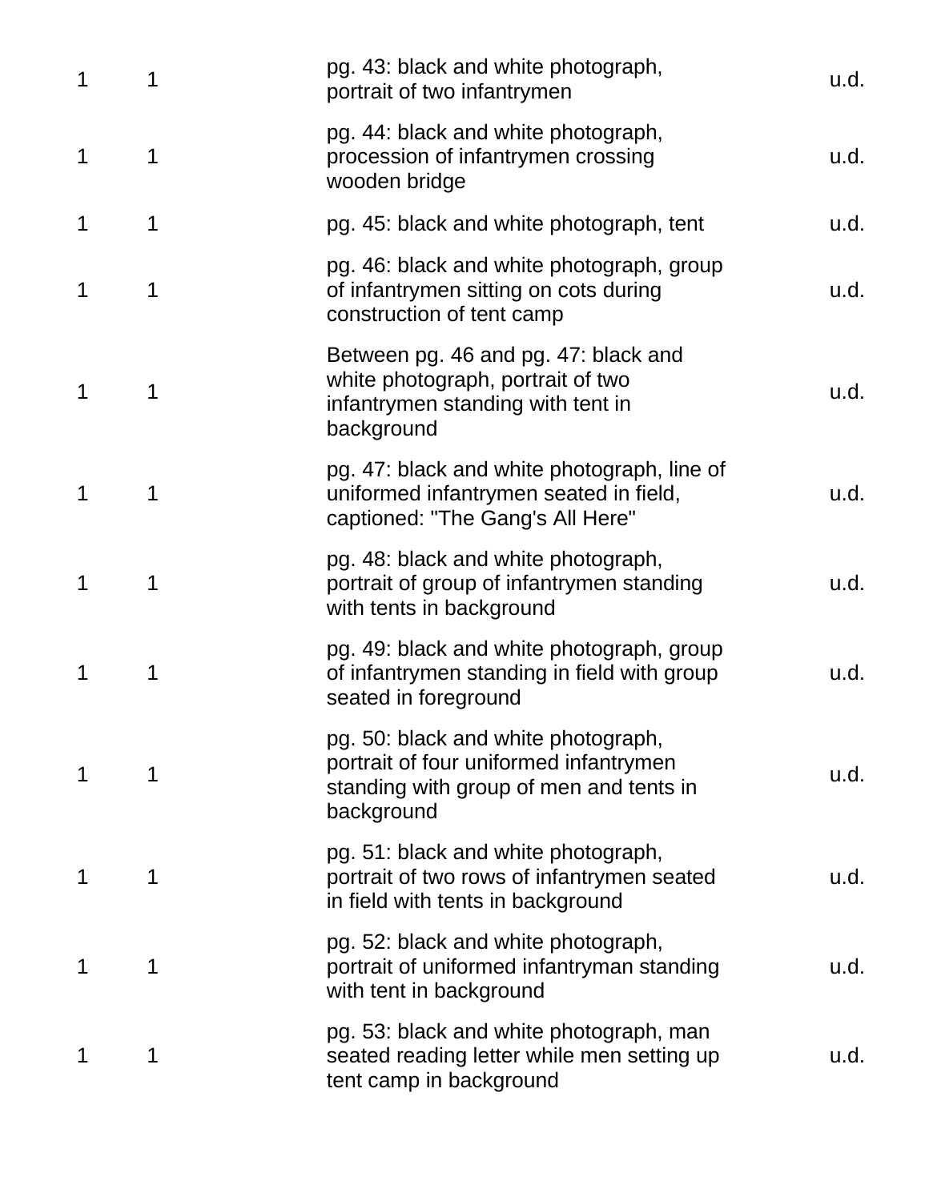| | | | |
|---|---|---|---|
| 1 | 1 | pg. 43: black and white photograph, portrait of two infantrymen | u.d. |
| 1 | 1 | pg. 44: black and white photograph, procession of infantrymen crossing wooden bridge | u.d. |
| 1 | 1 | pg. 45: black and white photograph, tent | u.d. |
| 1 | 1 | pg. 46: black and white photograph, group of infantrymen sitting on cots during construction of tent camp | u.d. |
| 1 | 1 | Between pg. 46 and pg. 47: black and white photograph, portrait of two infantrymen standing with tent in background | u.d. |
| 1 | 1 | pg. 47: black and white photograph, line of uniformed infantrymen seated in field, captioned: "The Gang's All Here" | u.d. |
| 1 | 1 | pg. 48: black and white photograph, portrait of group of infantrymen standing with tents in background | u.d. |
| 1 | 1 | pg. 49: black and white photograph, group of infantrymen standing in field with group seated in foreground | u.d. |
| 1 | 1 | pg. 50: black and white photograph, portrait of four uniformed infantrymen standing with group of men and tents in background | u.d. |
| 1 | 1 | pg. 51: black and white photograph, portrait of two rows of infantrymen seated in field with tents in background | u.d. |
| 1 | 1 | pg. 52: black and white photograph, portrait of uniformed infantryman standing with tent in background | u.d. |
| 1 | 1 | pg. 53: black and white photograph, man seated reading letter while men setting up tent camp in background | u.d. |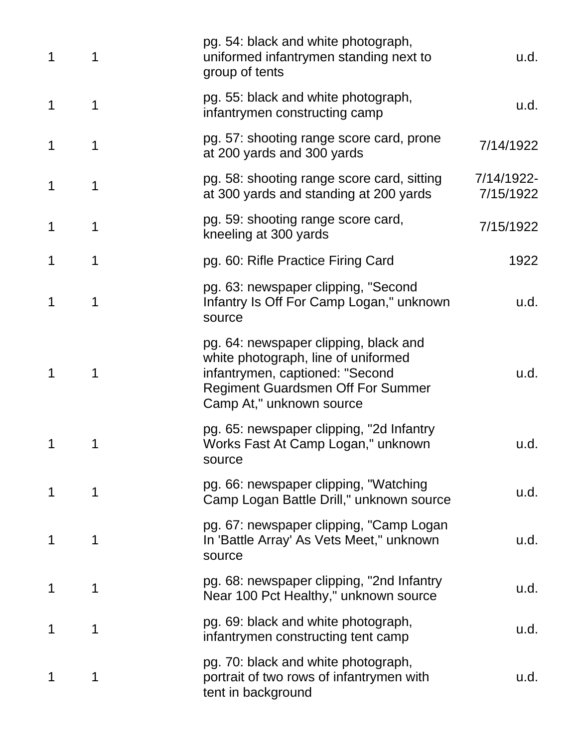| | | | |
|---|---|---|---|
| 1 | 1 | pg. 54: black and white photograph, uniformed infantrymen standing next to group of tents | u.d. |
| 1 | 1 | pg. 55: black and white photograph, infantrymen constructing camp | u.d. |
| 1 | 1 | pg. 57: shooting range score card, prone at 200 yards and 300 yards | 7/14/1922 |
| 1 | 1 | pg. 58: shooting range score card, sitting at 300 yards and standing at 200 yards | 7/14/1922-7/15/1922 |
| 1 | 1 | pg. 59: shooting range score card, kneeling at 300 yards | 7/15/1922 |
| 1 | 1 | pg. 60: Rifle Practice Firing Card | 1922 |
| 1 | 1 | pg. 63: newspaper clipping, "Second Infantry Is Off For Camp Logan," unknown source | u.d. |
| 1 | 1 | pg. 64: newspaper clipping, black and white photograph, line of uniformed infantrymen, captioned: "Second Regiment Guardsmen Off For Summer Camp At," unknown source | u.d. |
| 1 | 1 | pg. 65: newspaper clipping, "2d Infantry Works Fast At Camp Logan," unknown source | u.d. |
| 1 | 1 | pg. 66: newspaper clipping, "Watching Camp Logan Battle Drill," unknown source | u.d. |
| 1 | 1 | pg. 67: newspaper clipping, "Camp Logan In 'Battle Array' As Vets Meet," unknown source | u.d. |
| 1 | 1 | pg. 68: newspaper clipping, "2nd Infantry Near 100 Pct Healthy," unknown source | u.d. |
| 1 | 1 | pg. 69: black and white photograph, infantrymen constructing tent camp | u.d. |
| 1 | 1 | pg. 70: black and white photograph, portrait of two rows of infantrymen with tent in background | u.d. |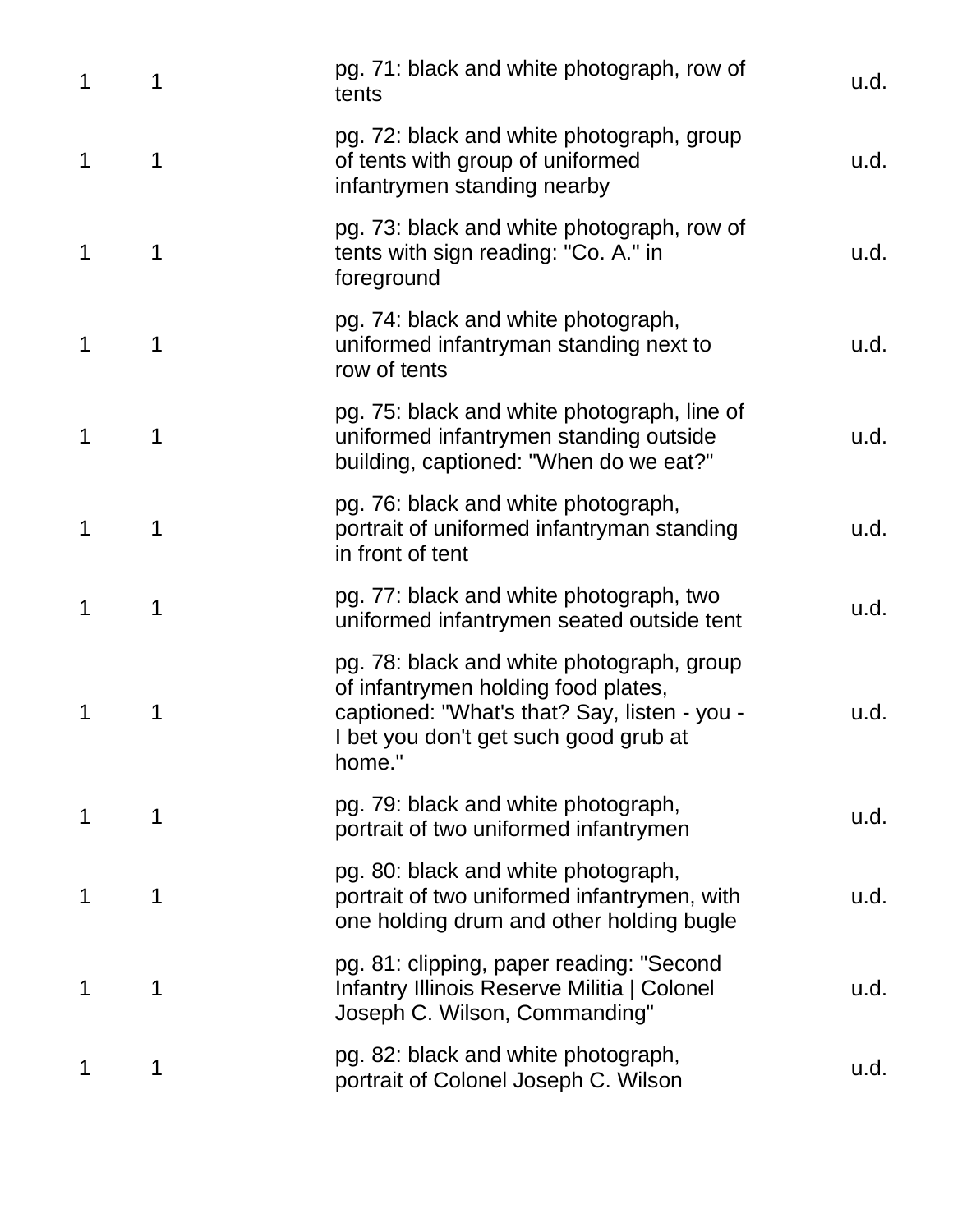| | | | |
|---|---|---|---|
| 1 | 1 | pg. 71: black and white photograph, row of tents | u.d. |
| 1 | 1 | pg. 72: black and white photograph, group of tents with group of uniformed infantrymen standing nearby | u.d. |
| 1 | 1 | pg. 73: black and white photograph, row of tents with sign reading: "Co. A." in foreground | u.d. |
| 1 | 1 | pg. 74: black and white photograph, uniformed infantryman standing next to row of tents | u.d. |
| 1 | 1 | pg. 75: black and white photograph, line of uniformed infantrymen standing outside building, captioned: "When do we eat?" | u.d. |
| 1 | 1 | pg. 76: black and white photograph, portrait of uniformed infantryman standing in front of tent | u.d. |
| 1 | 1 | pg. 77: black and white photograph, two uniformed infantrymen seated outside tent | u.d. |
| 1 | 1 | pg. 78: black and white photograph, group of infantrymen holding food plates, captioned: "What's that? Say, listen - you - I bet you don't get such good grub at home." | u.d. |
| 1 | 1 | pg. 79: black and white photograph, portrait of two uniformed infantrymen | u.d. |
| 1 | 1 | pg. 80: black and white photograph, portrait of two uniformed infantrymen, with one holding drum and other holding bugle | u.d. |
| 1 | 1 | pg. 81: clipping, paper reading: "Second Infantry Illinois Reserve Militia \| Colonel Joseph C. Wilson, Commanding" | u.d. |
| 1 | 1 | pg. 82: black and white photograph, portrait of Colonel Joseph C. Wilson | u.d. |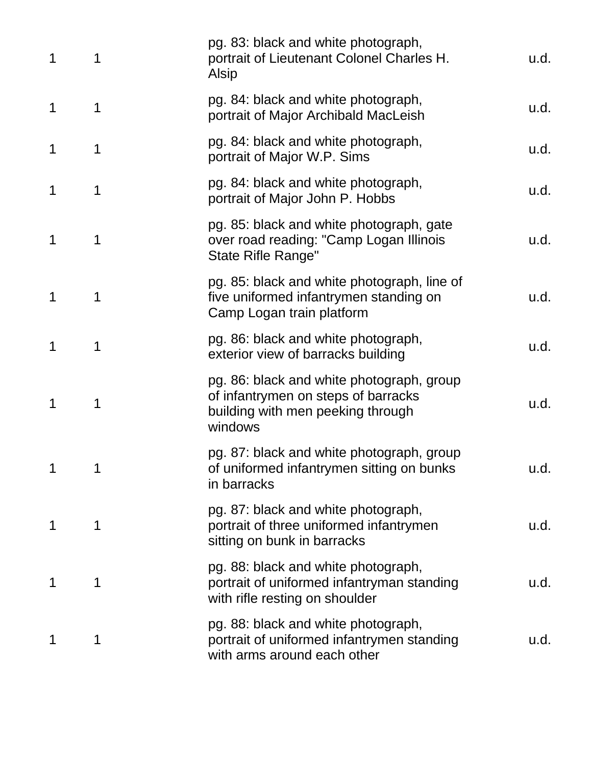| | | | |
|---|---|---|---|
| 1 | 1 | pg. 83: black and white photograph, portrait of Lieutenant Colonel Charles H. Alsip | u.d. |
| 1 | 1 | pg. 84: black and white photograph, portrait of Major Archibald MacLeish | u.d. |
| 1 | 1 | pg. 84: black and white photograph, portrait of Major W.P. Sims | u.d. |
| 1 | 1 | pg. 84: black and white photograph, portrait of Major John P. Hobbs | u.d. |
| 1 | 1 | pg. 85: black and white photograph, gate over road reading: "Camp Logan Illinois State Rifle Range" | u.d. |
| 1 | 1 | pg. 85: black and white photograph, line of five uniformed infantrymen standing on Camp Logan train platform | u.d. |
| 1 | 1 | pg. 86: black and white photograph, exterior view of barracks building | u.d. |
| 1 | 1 | pg. 86: black and white photograph, group of infantrymen on steps of barracks building with men peeking through windows | u.d. |
| 1 | 1 | pg. 87: black and white photograph, group of uniformed infantrymen sitting on bunks in barracks | u.d. |
| 1 | 1 | pg. 87: black and white photograph, portrait of three uniformed infantrymen sitting on bunk in barracks | u.d. |
| 1 | 1 | pg. 88: black and white photograph, portrait of uniformed infantryman standing with rifle resting on shoulder | u.d. |
| 1 | 1 | pg. 88: black and white photograph, portrait of uniformed infantrymen standing with arms around each other | u.d. |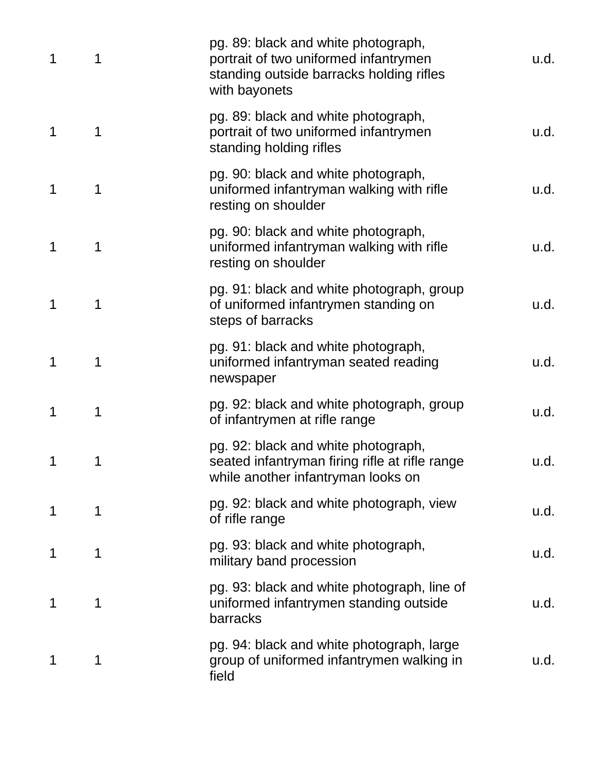| | | | |
|---|---|---|---|
| 1 | 1 | pg. 89: black and white photograph, portrait of two uniformed infantrymen standing outside barracks holding rifles with bayonets | u.d. |
| 1 | 1 | pg. 89: black and white photograph, portrait of two uniformed infantrymen standing holding rifles | u.d. |
| 1 | 1 | pg. 90: black and white photograph, uniformed infantryman walking with rifle resting on shoulder | u.d. |
| 1 | 1 | pg. 90: black and white photograph, uniformed infantryman walking with rifle resting on shoulder | u.d. |
| 1 | 1 | pg. 91: black and white photograph, group of uniformed infantrymen standing on steps of barracks | u.d. |
| 1 | 1 | pg. 91: black and white photograph, uniformed infantryman seated reading newspaper | u.d. |
| 1 | 1 | pg. 92: black and white photograph, group of infantrymen at rifle range | u.d. |
| 1 | 1 | pg. 92: black and white photograph, seated infantryman firing rifle at rifle range while another infantryman looks on | u.d. |
| 1 | 1 | pg. 92: black and white photograph, view of rifle range | u.d. |
| 1 | 1 | pg. 93: black and white photograph, military band procession | u.d. |
| 1 | 1 | pg. 93: black and white photograph, line of uniformed infantrymen standing outside barracks | u.d. |
| 1 | 1 | pg. 94: black and white photograph, large group of uniformed infantrymen walking in field | u.d. |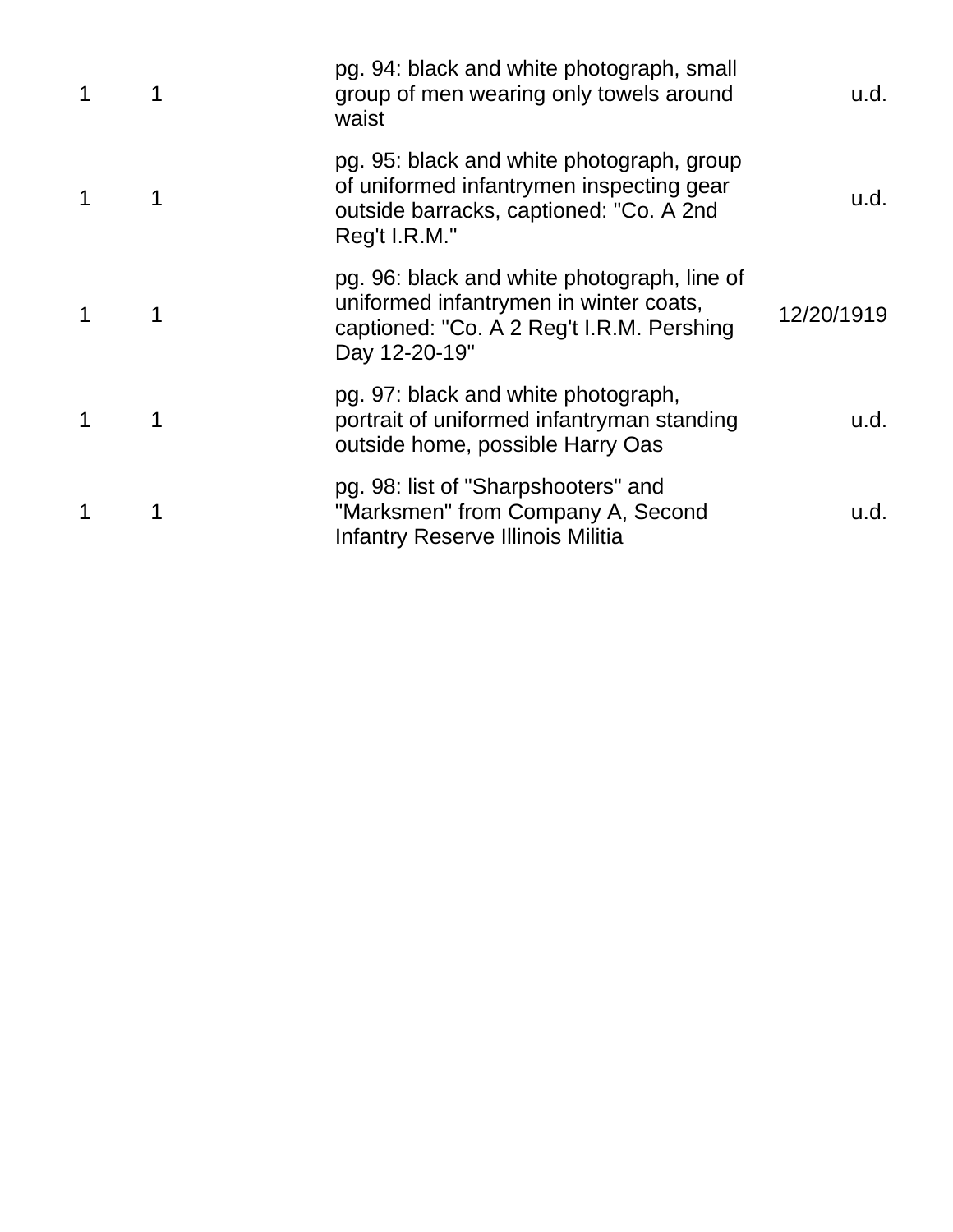| | | | |
|---|---|---|---|
| 1 | 1 | pg. 94: black and white photograph, small group of men wearing only towels around waist | u.d. |
| 1 | 1 | pg. 95: black and white photograph, group of uniformed infantrymen inspecting gear outside barracks, captioned: "Co. A 2nd Reg't I.R.M." | u.d. |
| 1 | 1 | pg. 96: black and white photograph, line of uniformed infantrymen in winter coats, captioned: "Co. A 2 Reg't I.R.M. Pershing Day 12-20-19" | 12/20/1919 |
| 1 | 1 | pg. 97: black and white photograph, portrait of uniformed infantryman standing outside home, possible Harry Oas | u.d. |
| 1 | 1 | pg. 98: list of "Sharpshooters" and "Marksmen" from Company A, Second Infantry Reserve Illinois Militia | u.d. |